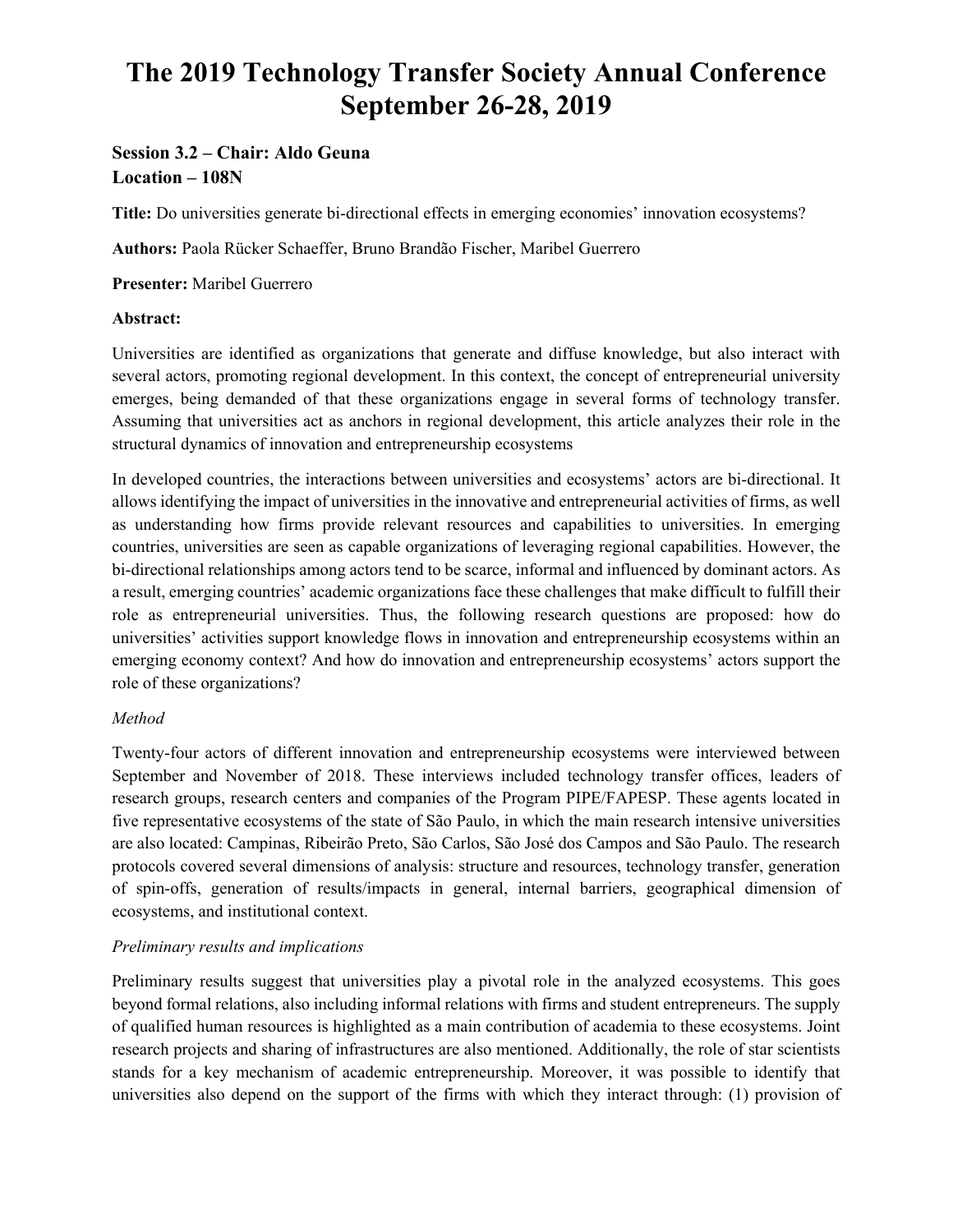# The 2019 Technology Transfer Society Annual Conference
# September 26-28, 2019

### Session 3.2 – Chair: Aldo Geuna
### Location – 108N

**Title:** Do universities generate bi-directional effects in emerging economies' innovation ecosystems?

**Authors:** Paola Rücker Schaeffer, Bruno Brandão Fischer, Maribel Guerrero

**Presenter:** Maribel Guerrero

**Abstract:**

Universities are identified as organizations that generate and diffuse knowledge, but also interact with several actors, promoting regional development. In this context, the concept of entrepreneurial university emerges, being demanded of that these organizations engage in several forms of technology transfer. Assuming that universities act as anchors in regional development, this article analyzes their role in the structural dynamics of innovation and entrepreneurship ecosystems

In developed countries, the interactions between universities and ecosystems' actors are bi-directional. It allows identifying the impact of universities in the innovative and entrepreneurial activities of firms, as well as understanding how firms provide relevant resources and capabilities to universities. In emerging countries, universities are seen as capable organizations of leveraging regional capabilities. However, the bi-directional relationships among actors tend to be scarce, informal and influenced by dominant actors. As a result, emerging countries' academic organizations face these challenges that make difficult to fulfill their role as entrepreneurial universities. Thus, the following research questions are proposed: how do universities' activities support knowledge flows in innovation and entrepreneurship ecosystems within an emerging economy context? And how do innovation and entrepreneurship ecosystems' actors support the role of these organizations?

*Method*

Twenty-four actors of different innovation and entrepreneurship ecosystems were interviewed between September and November of 2018. These interviews included technology transfer offices, leaders of research groups, research centers and companies of the Program PIPE/FAPESP. These agents located in five representative ecosystems of the state of São Paulo, in which the main research intensive universities are also located: Campinas, Ribeirão Preto, São Carlos, São José dos Campos and São Paulo. The research protocols covered several dimensions of analysis: structure and resources, technology transfer, generation of spin-offs, generation of results/impacts in general, internal barriers, geographical dimension of ecosystems, and institutional context.

*Preliminary results and implications*

Preliminary results suggest that universities play a pivotal role in the analyzed ecosystems. This goes beyond formal relations, also including informal relations with firms and student entrepreneurs. The supply of qualified human resources is highlighted as a main contribution of academia to these ecosystems. Joint research projects and sharing of infrastructures are also mentioned. Additionally, the role of star scientists stands for a key mechanism of academic entrepreneurship. Moreover, it was possible to identify that universities also depend on the support of the firms with which they interact through: (1) provision of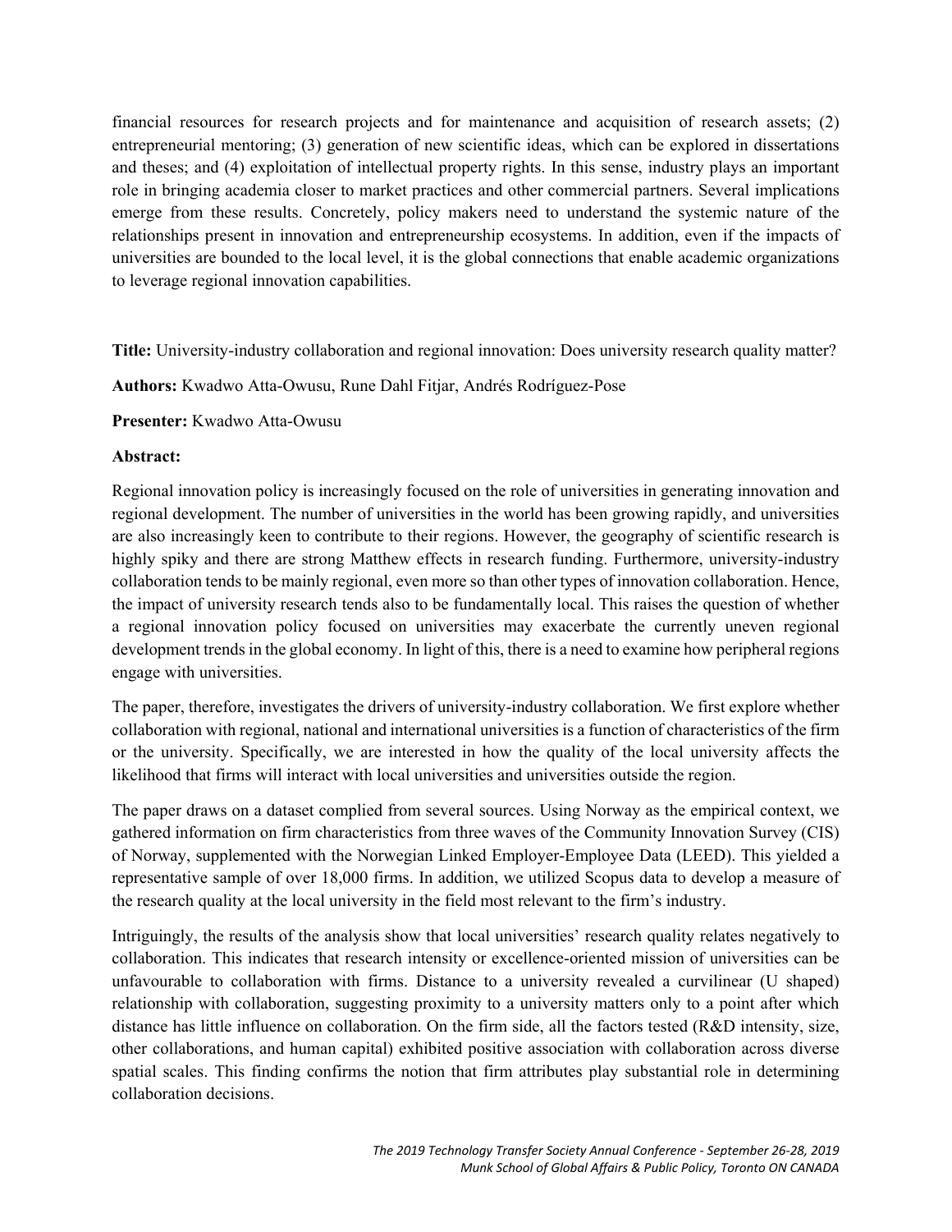financial resources for research projects and for maintenance and acquisition of research assets; (2) entrepreneurial mentoring; (3) generation of new scientific ideas, which can be explored in dissertations and theses; and (4) exploitation of intellectual property rights. In this sense, industry plays an important role in bringing academia closer to market practices and other commercial partners. Several implications emerge from these results. Concretely, policy makers need to understand the systemic nature of the relationships present in innovation and entrepreneurship ecosystems. In addition, even if the impacts of universities are bounded to the local level, it is the global connections that enable academic organizations to leverage regional innovation capabilities.

**Title:** University-industry collaboration and regional innovation: Does university research quality matter?

**Authors:** Kwadwo Atta-Owusu, Rune Dahl Fitjar, Andrés Rodríguez-Pose

**Presenter:** Kwadwo Atta-Owusu

**Abstract:**

Regional innovation policy is increasingly focused on the role of universities in generating innovation and regional development. The number of universities in the world has been growing rapidly, and universities are also increasingly keen to contribute to their regions. However, the geography of scientific research is highly spiky and there are strong Matthew effects in research funding. Furthermore, university-industry collaboration tends to be mainly regional, even more so than other types of innovation collaboration. Hence, the impact of university research tends also to be fundamentally local. This raises the question of whether a regional innovation policy focused on universities may exacerbate the currently uneven regional development trends in the global economy. In light of this, there is a need to examine how peripheral regions engage with universities.

The paper, therefore, investigates the drivers of university-industry collaboration. We first explore whether collaboration with regional, national and international universities is a function of characteristics of the firm or the university. Specifically, we are interested in how the quality of the local university affects the likelihood that firms will interact with local universities and universities outside the region.

The paper draws on a dataset complied from several sources. Using Norway as the empirical context, we gathered information on firm characteristics from three waves of the Community Innovation Survey (CIS) of Norway, supplemented with the Norwegian Linked Employer-Employee Data (LEED). This yielded a representative sample of over 18,000 firms. In addition, we utilized Scopus data to develop a measure of the research quality at the local university in the field most relevant to the firm's industry.

Intriguingly, the results of the analysis show that local universities' research quality relates negatively to collaboration. This indicates that research intensity or excellence-oriented mission of universities can be unfavourable to collaboration with firms. Distance to a university revealed a curvilinear (U shaped) relationship with collaboration, suggesting proximity to a university matters only to a point after which distance has little influence on collaboration. On the firm side, all the factors tested (R&D intensity, size, other collaborations, and human capital) exhibited positive association with collaboration across diverse spatial scales. This finding confirms the notion that firm attributes play substantial role in determining collaboration decisions.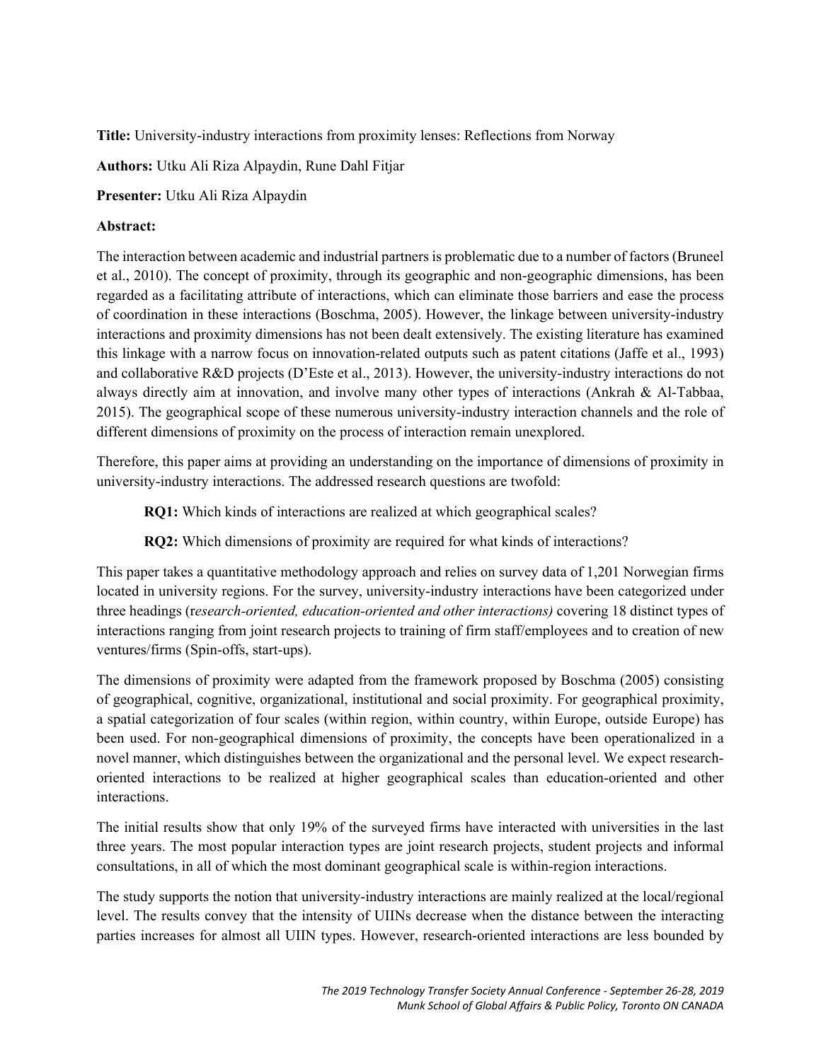**Title:** University-industry interactions from proximity lenses: Reflections from Norway

**Authors:** Utku Ali Riza Alpaydin, Rune Dahl Fitjar

**Presenter:** Utku Ali Riza Alpaydin

**Abstract:**

The interaction between academic and industrial partners is problematic due to a number of factors (Bruneel et al., 2010). The concept of proximity, through its geographic and non-geographic dimensions, has been regarded as a facilitating attribute of interactions, which can eliminate those barriers and ease the process of coordination in these interactions (Boschma, 2005). However, the linkage between university-industry interactions and proximity dimensions has not been dealt extensively. The existing literature has examined this linkage with a narrow focus on innovation-related outputs such as patent citations (Jaffe et al., 1993) and collaborative R&D projects (D'Este et al., 2013). However, the university-industry interactions do not always directly aim at innovation, and involve many other types of interactions (Ankrah & Al-Tabbaa, 2015). The geographical scope of these numerous university-industry interaction channels and the role of different dimensions of proximity on the process of interaction remain unexplored.

Therefore, this paper aims at providing an understanding on the importance of dimensions of proximity in university-industry interactions. The addressed research questions are twofold:

> **RQ1:** Which kinds of interactions are realized at which geographical scales?
>
> **RQ2:** Which dimensions of proximity are required for what kinds of interactions?

This paper takes a quantitative methodology approach and relies on survey data of 1,201 Norwegian firms located in university regions. For the survey, university-industry interactions have been categorized under three headings (r*esearch-oriented, education-oriented and other interactions)* covering 18 distinct types of interactions ranging from joint research projects to training of firm staff/employees and to creation of new ventures/firms (Spin-offs, start-ups).

The dimensions of proximity were adapted from the framework proposed by Boschma (2005) consisting of geographical, cognitive, organizational, institutional and social proximity. For geographical proximity, a spatial categorization of four scales (within region, within country, within Europe, outside Europe) has been used. For non-geographical dimensions of proximity, the concepts have been operationalized in a novel manner, which distinguishes between the organizational and the personal level. We expect research-oriented interactions to be realized at higher geographical scales than education-oriented and other interactions.

The initial results show that only 19% of the surveyed firms have interacted with universities in the last three years. The most popular interaction types are joint research projects, student projects and informal consultations, in all of which the most dominant geographical scale is within-region interactions.

The study supports the notion that university-industry interactions are mainly realized at the local/regional level. The results convey that the intensity of UIINs decrease when the distance between the interacting parties increases for almost all UIIN types. However, research-oriented interactions are less bounded by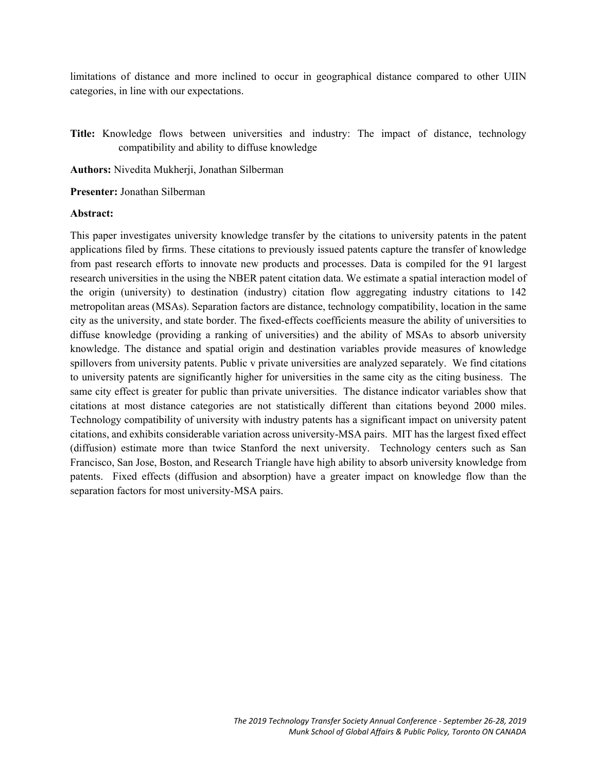limitations of distance and more inclined to occur in geographical distance compared to other UIIN categories, in line with our expectations.

**Title:** Knowledge flows between universities and industry: The impact of distance, technology compatibility and ability to diffuse knowledge

**Authors:** Nivedita Mukherji, Jonathan Silberman

**Presenter:** Jonathan Silberman

**Abstract:**

This paper investigates university knowledge transfer by the citations to university patents in the patent applications filed by firms. These citations to previously issued patents capture the transfer of knowledge from past research efforts to innovate new products and processes. Data is compiled for the 91 largest research universities in the using the NBER patent citation data. We estimate a spatial interaction model of the origin (university) to destination (industry) citation flow aggregating industry citations to 142 metropolitan areas (MSAs). Separation factors are distance, technology compatibility, location in the same city as the university, and state border. The fixed-effects coefficients measure the ability of universities to diffuse knowledge (providing a ranking of universities) and the ability of MSAs to absorb university knowledge. The distance and spatial origin and destination variables provide measures of knowledge spillovers from university patents. Public v private universities are analyzed separately. We find citations to university patents are significantly higher for universities in the same city as the citing business. The same city effect is greater for public than private universities. The distance indicator variables show that citations at most distance categories are not statistically different than citations beyond 2000 miles. Technology compatibility of university with industry patents has a significant impact on university patent citations, and exhibits considerable variation across university-MSA pairs. MIT has the largest fixed effect (diffusion) estimate more than twice Stanford the next university. Technology centers such as San Francisco, San Jose, Boston, and Research Triangle have high ability to absorb university knowledge from patents. Fixed effects (diffusion and absorption) have a greater impact on knowledge flow than the separation factors for most university-MSA pairs.